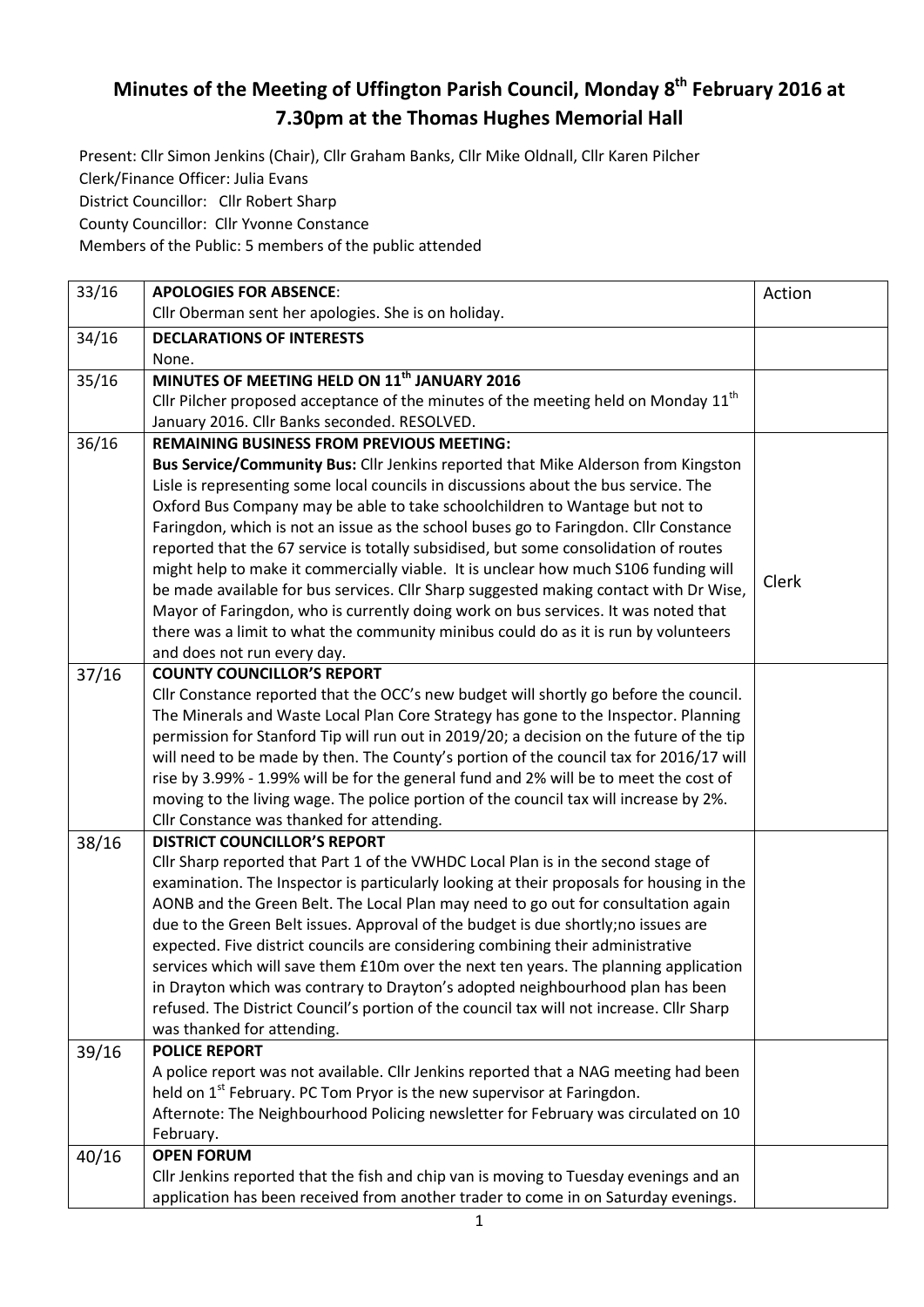# Minutes of the Meeting of Uffington Parish Council, Monday 8th February 2016 at 7.30pm at the Thomas Hughes Memorial Hall

Present: Cllr Simon Jenkins (Chair), Cllr Graham Banks, Cllr Mike Oldnall, Cllr Karen Pilcher
Clerk/Finance Officer: Julia Evans
District Councillor: Cllr Robert Sharp
County Councillor: Cllr Yvonne Constance
Members of the Public: 5 members of the public attended

| | | |
|---|---|---|
| 33/16 | **APOLOGIES FOR ABSENCE**:<br>Cllr Oberman sent her apologies. She is on holiday. | Action |
| 34/16 | **DECLARATIONS OF INTERESTS**<br>None. | |
| 35/16 | **MINUTES OF MEETING HELD ON 11th JANUARY 2016**<br>Cllr Pilcher proposed acceptance of the minutes of the meeting held on Monday 11th January 2016. Cllr Banks seconded. RESOLVED. | |
| 36/16 | **REMAINING BUSINESS FROM PREVIOUS MEETING:**<br>**Bus Service/Community Bus:** Cllr Jenkins reported that Mike Alderson from Kingston Lisle is representing some local councils in discussions about the bus service. The Oxford Bus Company may be able to take schoolchildren to Wantage but not to Faringdon, which is not an issue as the school buses go to Faringdon. Cllr Constance reported that the 67 service is totally subsidised, but some consolidation of routes might help to make it commercially viable. It is unclear how much S106 funding will be made available for bus services. Cllr Sharp suggested making contact with Dr Wise, Mayor of Faringdon, who is currently doing work on bus services. It was noted that there was a limit to what the community minibus could do as it is run by volunteers and does not run every day. | Clerk |
| 37/16 | **COUNTY COUNCILLOR'S REPORT**<br>Cllr Constance reported that the OCC's new budget will shortly go before the council. The Minerals and Waste Local Plan Core Strategy has gone to the Inspector. Planning permission for Stanford Tip will run out in 2019/20; a decision on the future of the tip will need to be made by then. The County's portion of the council tax for 2016/17 will rise by 3.99% - 1.99% will be for the general fund and 2% will be to meet the cost of moving to the living wage. The police portion of the council tax will increase by 2%. Cllr Constance was thanked for attending. | |
| 38/16 | **DISTRICT COUNCILLOR'S REPORT**<br>Cllr Sharp reported that Part 1 of the VWHDC Local Plan is in the second stage of examination. The Inspector is particularly looking at their proposals for housing in the AONB and the Green Belt. The Local Plan may need to go out for consultation again due to the Green Belt issues. Approval of the budget is due shortly;no issues are expected. Five district councils are considering combining their administrative services which will save them £10m over the next ten years. The planning application in Drayton which was contrary to Drayton's adopted neighbourhood plan has been refused. The District Council's portion of the council tax will not increase. Cllr Sharp was thanked for attending. | |
| 39/16 | **POLICE REPORT**<br>A police report was not available. Cllr Jenkins reported that a NAG meeting had been held on 1st February. PC Tom Pryor is the new supervisor at Faringdon.<br>Afternote: The Neighbourhood Policing newsletter for February was circulated on 10 February. | |
| 40/16 | **OPEN FORUM**<br>Cllr Jenkins reported that the fish and chip van is moving to Tuesday evenings and an application has been received from another trader to come in on Saturday evenings. | |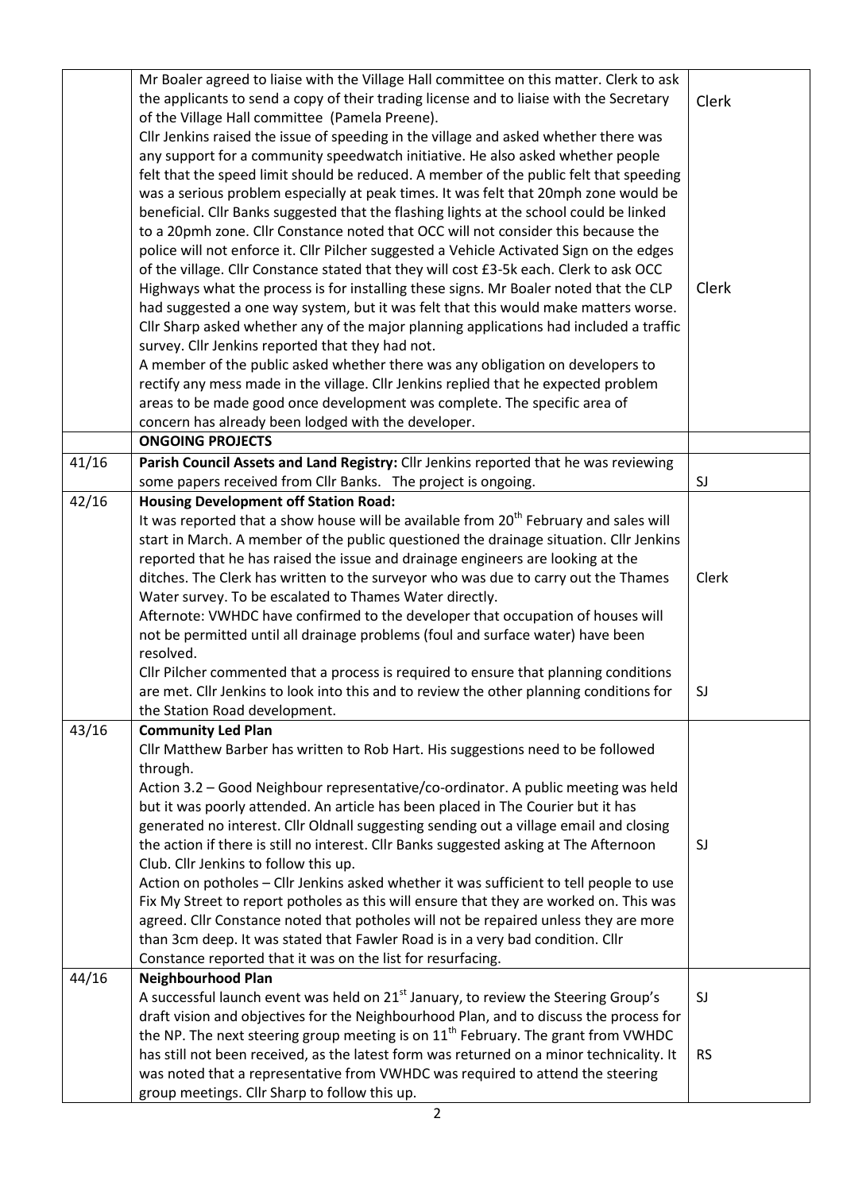| | | |
|---|---|---|
| | Mr Boaler agreed to liaise with the Village Hall committee on this matter. Clerk to ask the applicants to send a copy of their trading license and to liaise with the Secretary of the Village Hall committee (Pamela Preene).<br>Cllr Jenkins raised the issue of speeding in the village and asked whether there was any support for a community speedwatch initiative. He also asked whether people felt that the speed limit should be reduced. A member of the public felt that speeding was a serious problem especially at peak times. It was felt that 20mph zone would be beneficial. Cllr Banks suggested that the flashing lights at the school could be linked to a 20pmh zone. Cllr Constance noted that OCC will not consider this because the police will not enforce it. Cllr Pilcher suggested a Vehicle Activated Sign on the edges of the village. Cllr Constance stated that they will cost £3-5k each. Clerk to ask OCC Highways what the process is for installing these signs. Mr Boaler noted that the CLP had suggested a one way system, but it was felt that this would make matters worse. Cllr Sharp asked whether any of the major planning applications had included a traffic survey. Cllr Jenkins reported that they had not.<br>A member of the public asked whether there was any obligation on developers to rectify any mess made in the village. Cllr Jenkins replied that he expected problem areas to be made good once development was complete. The specific area of concern has already been lodged with the developer. | Clerk<br><br><br><br><br><br><br><br><br>Clerk |
| | **ONGOING PROJECTS** | |
| 41/16 | **Parish Council Assets and Land Registry:** Cllr Jenkins reported that he was reviewing some papers received from Cllr Banks. The project is ongoing. | SJ |
| 42/16 | **Housing Development off Station Road:**<br>It was reported that a show house will be available from 20th February and sales will start in March. A member of the public questioned the drainage situation. Cllr Jenkins reported that he has raised the issue and drainage engineers are looking at the ditches. The Clerk has written to the surveyor who was due to carry out the Thames Water survey. To be escalated to Thames Water directly.<br>Afternote: VWHDC have confirmed to the developer that occupation of houses will not be permitted until all drainage problems (foul and surface water) have been resolved.<br>Cllr Pilcher commented that a process is required to ensure that planning conditions are met. Cllr Jenkins to look into this and to review the other planning conditions for the Station Road development. | <br><br><br>Clerk<br><br><br><br><br>SJ |
| 43/16 | **Community Led Plan**<br>Cllr Matthew Barber has written to Rob Hart. His suggestions need to be followed through.<br>Action 3.2 – Good Neighbour representative/co-ordinator. A public meeting was held but it was poorly attended. An article has been placed in The Courier but it has generated no interest. Cllr Oldnall suggesting sending out a village email and closing the action if there is still no interest. Cllr Banks suggested asking at The Afternoon Club. Cllr Jenkins to follow this up.<br>Action on potholes – Cllr Jenkins asked whether it was sufficient to tell people to use Fix My Street to report potholes as this will ensure that they are worked on. This was agreed. Cllr Constance noted that potholes will not be repaired unless they are more than 3cm deep. It was stated that Fawler Road is in a very bad condition. Cllr Constance reported that it was on the list for resurfacing. | <br><br><br><br><br><br>SJ |
| 44/16 | **Neighbourhood Plan**<br>A successful launch event was held on 21st January, to review the Steering Group's draft vision and objectives for the Neighbourhood Plan, and to discuss the process for the NP. The next steering group meeting is on 11th February. The grant from VWHDC has still not been received, as the latest form was returned on a minor technicality. It was noted that a representative from VWHDC was required to attend the steering group meetings. Cllr Sharp to follow this up. | <br>SJ<br><br>RS |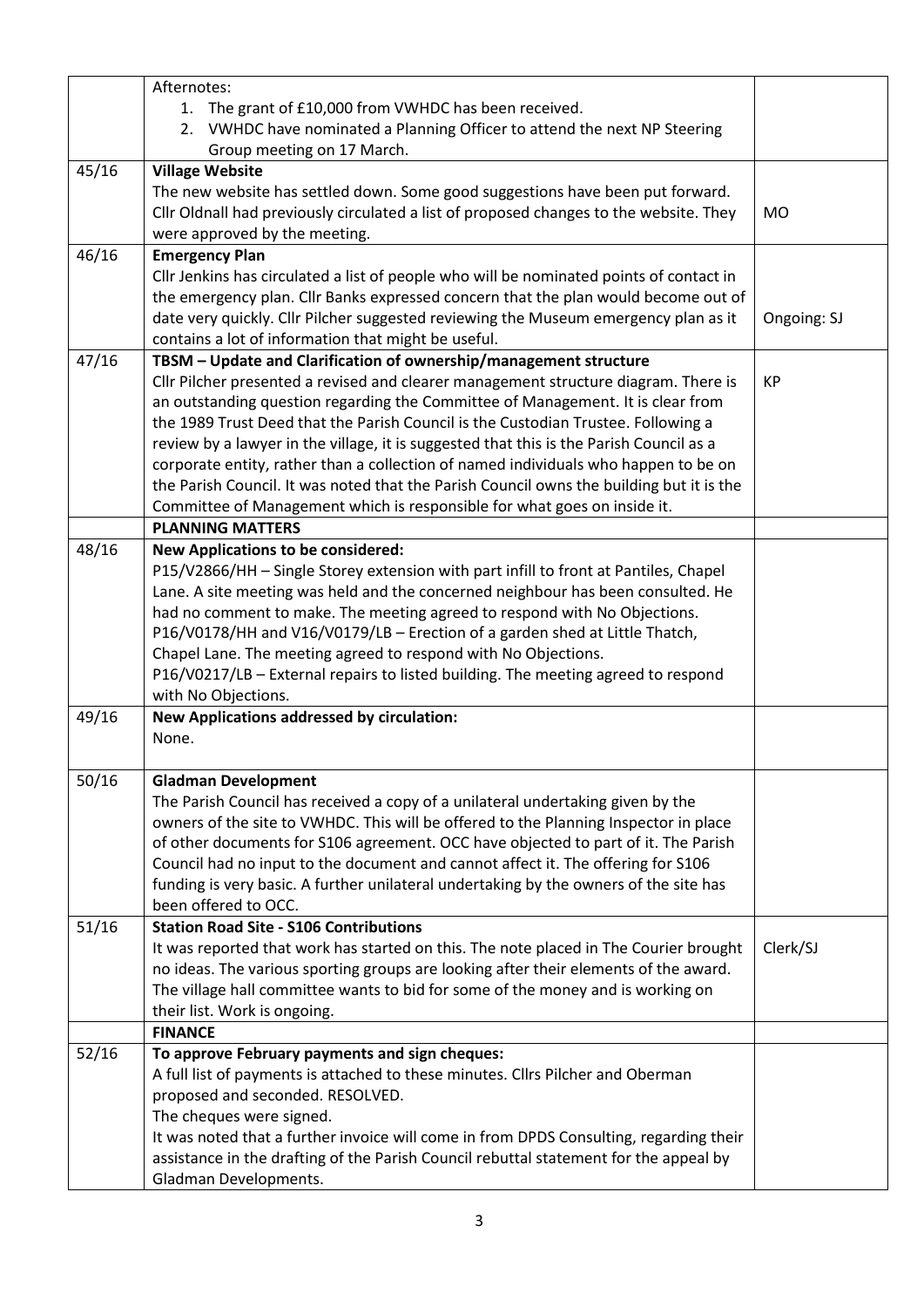| | | |
|---|---|---|
| | Afternotes:<br>1. The grant of £10,000 from VWHDC has been received.<br>2. VWHDC have nominated a Planning Officer to attend the next NP Steering Group meeting on 17 March. | |
| 45/16 | **Village Website**<br>The new website has settled down. Some good suggestions have been put forward. Cllr Oldnall had previously circulated a list of proposed changes to the website. They were approved by the meeting. | MO |
| 46/16 | **Emergency Plan**<br>Cllr Jenkins has circulated a list of people who will be nominated points of contact in the emergency plan. Cllr Banks expressed concern that the plan would become out of date very quickly. Cllr Pilcher suggested reviewing the Museum emergency plan as it contains a lot of information that might be useful. | Ongoing: SJ |
| 47/16 | **TBSM – Update and Clarification of ownership/management structure**<br>Cllr Pilcher presented a revised and clearer management structure diagram. There is an outstanding question regarding the Committee of Management. It is clear from the 1989 Trust Deed that the Parish Council is the Custodian Trustee. Following a review by a lawyer in the village, it is suggested that this is the Parish Council as a corporate entity, rather than a collection of named individuals who happen to be on the Parish Council. It was noted that the Parish Council owns the building but it is the Committee of Management which is responsible for what goes on inside it. | KP |
| | **PLANNING MATTERS** | |
| 48/16 | **New Applications to be considered:**<br>P15/V2866/HH – Single Storey extension with part infill to front at Pantiles, Chapel Lane. A site meeting was held and the concerned neighbour has been consulted. He had no comment to make. The meeting agreed to respond with No Objections.<br>P16/V0178/HH and V16/V0179/LB – Erection of a garden shed at Little Thatch, Chapel Lane. The meeting agreed to respond with No Objections.<br>P16/V0217/LB – External repairs to listed building. The meeting agreed to respond with No Objections. | |
| 49/16 | **New Applications addressed by circulation:**<br>None. | |
| 50/16 | **Gladman Development**<br>The Parish Council has received a copy of a unilateral undertaking given by the owners of the site to VWHDC. This will be offered to the Planning Inspector in place of other documents for S106 agreement. OCC have objected to part of it. The Parish Council had no input to the document and cannot affect it. The offering for S106 funding is very basic. A further unilateral undertaking by the owners of the site has been offered to OCC. | |
| 51/16 | **Station Road Site - S106 Contributions**<br>It was reported that work has started on this. The note placed in The Courier brought no ideas. The various sporting groups are looking after their elements of the award. The village hall committee wants to bid for some of the money and is working on their list. Work is ongoing. | Clerk/SJ |
| | **FINANCE** | |
| 52/16 | **To approve February payments and sign cheques:**<br>A full list of payments is attached to these minutes. Cllrs Pilcher and Oberman proposed and seconded. RESOLVED.<br>The cheques were signed.<br>It was noted that a further invoice will come in from DPDS Consulting, regarding their assistance in the drafting of the Parish Council rebuttal statement for the appeal by Gladman Developments. | |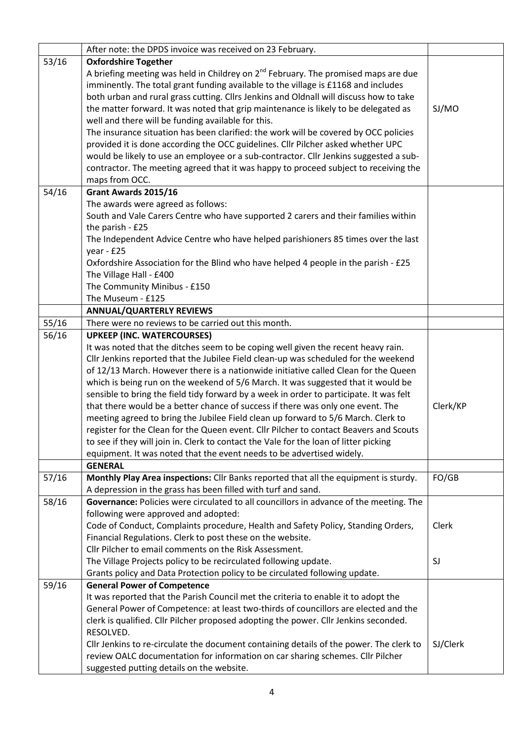| | | |
|---|---|---|
| | After note: the DPDS invoice was received on 23 February. | |
| 53/16 | **Oxfordshire Together**<br>A briefing meeting was held in Childrey on 2nd February. The promised maps are due imminently. The total grant funding available to the village is £1168 and includes both urban and rural grass cutting. Cllrs Jenkins and Oldnall will discuss how to take the matter forward. It was noted that grip maintenance is likely to be delegated as well and there will be funding available for this.<br>The insurance situation has been clarified: the work will be covered by OCC policies provided it is done according the OCC guidelines. Cllr Pilcher asked whether UPC would be likely to use an employee or a sub-contractor. Cllr Jenkins suggested a sub-contractor. The meeting agreed that it was happy to proceed subject to receiving the maps from OCC. | SJ/MO |
| 54/16 | **Grant Awards 2015/16**<br>The awards were agreed as follows:<br>South and Vale Carers Centre who have supported 2 carers and their families within the parish - £25<br>The Independent Advice Centre who have helped parishioners 85 times over the last year - £25<br>Oxfordshire Association for the Blind who have helped 4 people in the parish - £25<br>The Village Hall - £400<br>The Community Minibus - £150<br>The Museum - £125 | |
| | **ANNUAL/QUARTERLY REVIEWS** | |
| 55/16 | There were no reviews to be carried out this month. | |
| 56/16 | **UPKEEP (INC. WATERCOURSES)**<br>It was noted that the ditches seem to be coping well given the recent heavy rain.<br>Cllr Jenkins reported that the Jubilee Field clean-up was scheduled for the weekend of 12/13 March. However there is a nationwide initiative called Clean for the Queen which is being run on the weekend of 5/6 March. It was suggested that it would be sensible to bring the field tidy forward by a week in order to participate. It was felt that there would be a better chance of success if there was only one event. The meeting agreed to bring the Jubilee Field clean up forward to 5/6 March. Clerk to register for the Clean for the Queen event. Cllr Pilcher to contact Beavers and Scouts to see if they will join in. Clerk to contact the Vale for the loan of litter picking equipment. It was noted that the event needs to be advertised widely. | Clerk/KP |
| | **GENERAL** | |
| 57/16 | **Monthly Play Area inspections:** Cllr Banks reported that all the equipment is sturdy. A depression in the grass has been filled with turf and sand. | FO/GB |
| 58/16 | **Governance:** Policies were circulated to all councillors in advance of the meeting. The following were approved and adopted:<br>Code of Conduct, Complaints procedure, Health and Safety Policy, Standing Orders, Financial Regulations. Clerk to post these on the website.<br>Cllr Pilcher to email comments on the Risk Assessment.<br>The Village Projects policy to be recirculated following update.<br>Grants policy and Data Protection policy to be circulated following update. | Clerk<br><br>SJ |
| 59/16 | **General Power of Competence**<br>It was reported that the Parish Council met the criteria to enable it to adopt the General Power of Competence: at least two-thirds of councillors are elected and the clerk is qualified. Cllr Pilcher proposed adopting the power. Cllr Jenkins seconded. RESOLVED.<br>Cllr Jenkins to re-circulate the document containing details of the power. The clerk to review OALC documentation for information on car sharing schemes. Cllr Pilcher suggested putting details on the website. | SJ/Clerk |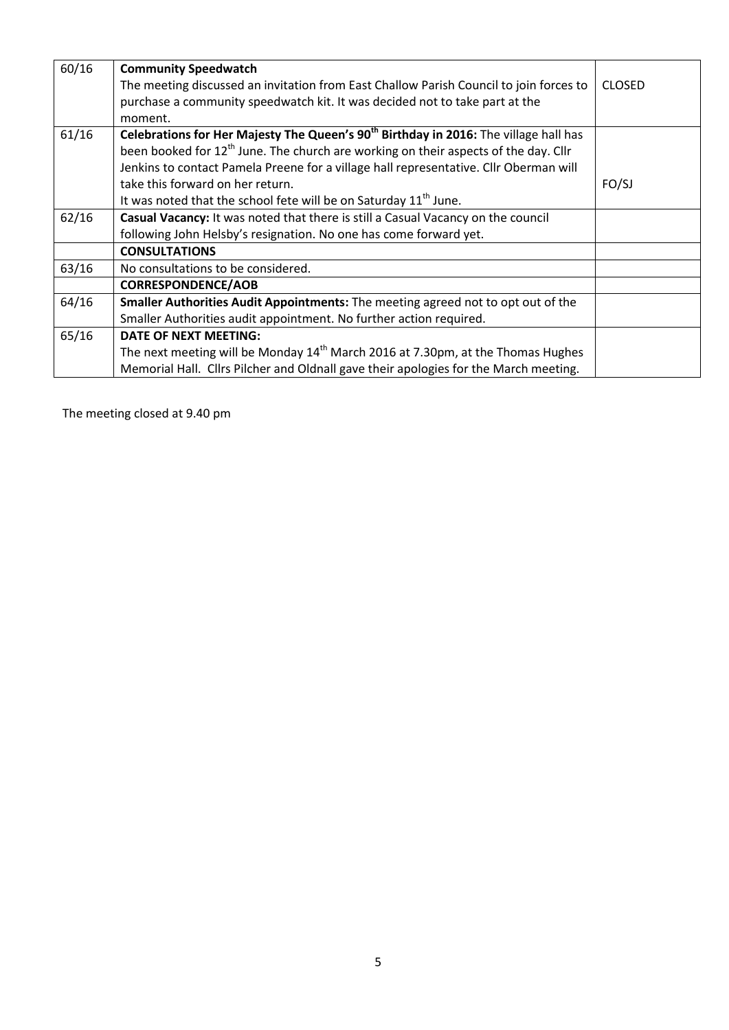| | | |
|---|---|---|
| 60/16 | **Community Speedwatch**<br>The meeting discussed an invitation from East Challow Parish Council to join forces to purchase a community speedwatch kit. It was decided not to take part at the moment. | CLOSED |
| 61/16 | **Celebrations for Her Majesty The Queen's 90th Birthday in 2016:** The village hall has been booked for 12th June. The church are working on their aspects of the day. Cllr Jenkins to contact Pamela Preene for a village hall representative. Cllr Oberman will take this forward on her return.<br>It was noted that the school fete will be on Saturday 11th June. | FO/SJ |
| 62/16 | **Casual Vacancy:** It was noted that there is still a Casual Vacancy on the council following John Helsby's resignation. No one has come forward yet. | |
| | **CONSULTATIONS** | |
| 63/16 | No consultations to be considered. | |
| | **CORRESPONDENCE/AOB** | |
| 64/16 | **Smaller Authorities Audit Appointments:** The meeting agreed not to opt out of the Smaller Authorities audit appointment. No further action required. | |
| 65/16 | **DATE OF NEXT MEETING:**<br>The next meeting will be Monday 14th March 2016 at 7.30pm, at the Thomas Hughes Memorial Hall. Cllrs Pilcher and Oldnall gave their apologies for the March meeting. | |

The meeting closed at 9.40 pm